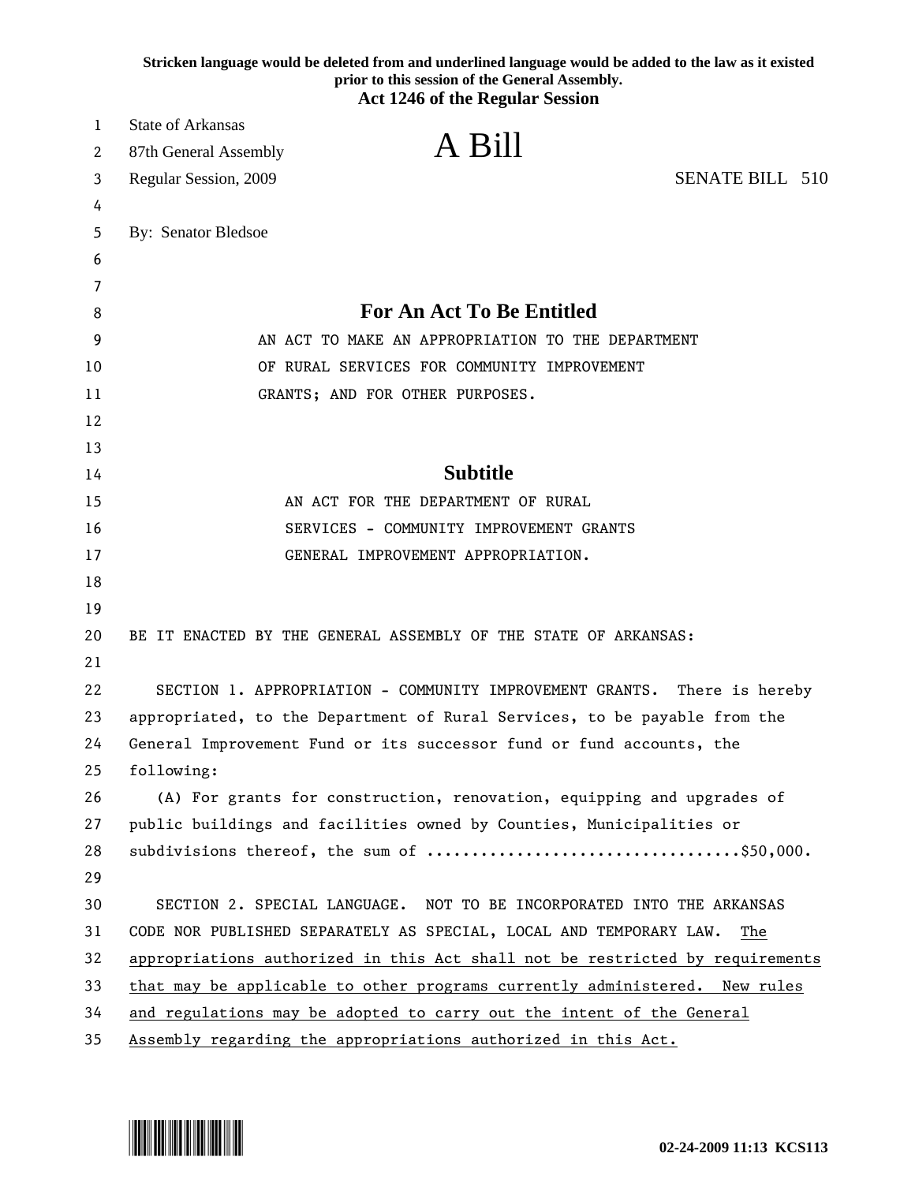**Stricken language would be deleted from and underlined language would be added to the law as it existed prior to this session of the General Assembly.**

**Act 1246 of the Regular Session**

State of Arkansas
87th General Assembly
Regular Session, 2009

# A Bill

SENATE BILL 510

By: Senator Bledsoe

## For An Act To Be Entitled

AN ACT TO MAKE AN APPROPRIATION TO THE DEPARTMENT OF RURAL SERVICES FOR COMMUNITY IMPROVEMENT GRANTS; AND FOR OTHER PURPOSES.

## Subtitle

AN ACT FOR THE DEPARTMENT OF RURAL SERVICES - COMMUNITY IMPROVEMENT GRANTS GENERAL IMPROVEMENT APPROPRIATION.

BE IT ENACTED BY THE GENERAL ASSEMBLY OF THE STATE OF ARKANSAS:

SECTION 1. APPROPRIATION - COMMUNITY IMPROVEMENT GRANTS. There is hereby appropriated, to the Department of Rural Services, to be payable from the General Improvement Fund or its successor fund or fund accounts, the following:

(A) For grants for construction, renovation, equipping and upgrades of public buildings and facilities owned by Counties, Municipalities or subdivisions thereof, the sum of ..................................$50,000.

SECTION 2. SPECIAL LANGUAGE. NOT TO BE INCORPORATED INTO THE ARKANSAS CODE NOR PUBLISHED SEPARATELY AS SPECIAL, LOCAL AND TEMPORARY LAW. <u>The appropriations authorized in this Act shall not be restricted by requirements that may be applicable to other programs currently administered. New rules and regulations may be adopted to carry out the intent of the General Assembly regarding the appropriations authorized in this Act.</u>

02-24-2009 11:13 KCS113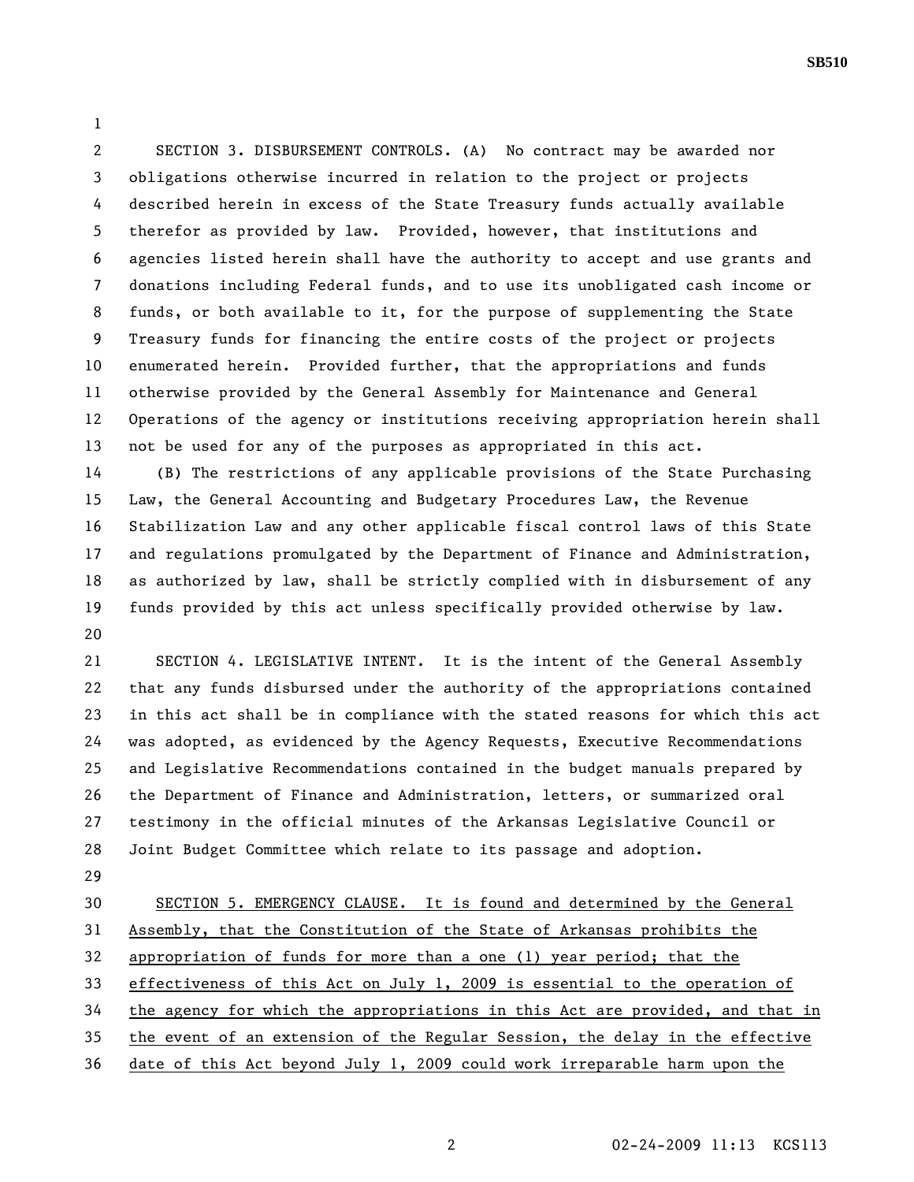SECTION 3. DISBURSEMENT CONTROLS. (A) No contract may be awarded nor obligations otherwise incurred in relation to the project or projects described herein in excess of the State Treasury funds actually available therefor as provided by law. Provided, however, that institutions and agencies listed herein shall have the authority to accept and use grants and donations including Federal funds, and to use its unobligated cash income or funds, or both available to it, for the purpose of supplementing the State Treasury funds for financing the entire costs of the project or projects enumerated herein. Provided further, that the appropriations and funds otherwise provided by the General Assembly for Maintenance and General Operations of the agency or institutions receiving appropriation herein shall not be used for any of the purposes as appropriated in this act.

(B) The restrictions of any applicable provisions of the State Purchasing Law, the General Accounting and Budgetary Procedures Law, the Revenue Stabilization Law and any other applicable fiscal control laws of this State and regulations promulgated by the Department of Finance and Administration, as authorized by law, shall be strictly complied with in disbursement of any funds provided by this act unless specifically provided otherwise by law.

SECTION 4. LEGISLATIVE INTENT. It is the intent of the General Assembly that any funds disbursed under the authority of the appropriations contained in this act shall be in compliance with the stated reasons for which this act was adopted, as evidenced by the Agency Requests, Executive Recommendations and Legislative Recommendations contained in the budget manuals prepared by the Department of Finance and Administration, letters, or summarized oral testimony in the official minutes of the Arkansas Legislative Council or Joint Budget Committee which relate to its passage and adoption.

<u>SECTION 5. EMERGENCY CLAUSE. It is found and determined by the General Assembly, that the Constitution of the State of Arkansas prohibits the appropriation of funds for more than a one (1) year period; that the effectiveness of this Act on July 1, 2009 is essential to the operation of the agency for which the appropriations in this Act are provided, and that in the event of an extension of the Regular Session, the delay in the effective date of this Act beyond July 1, 2009 could work irreparable harm upon the</u>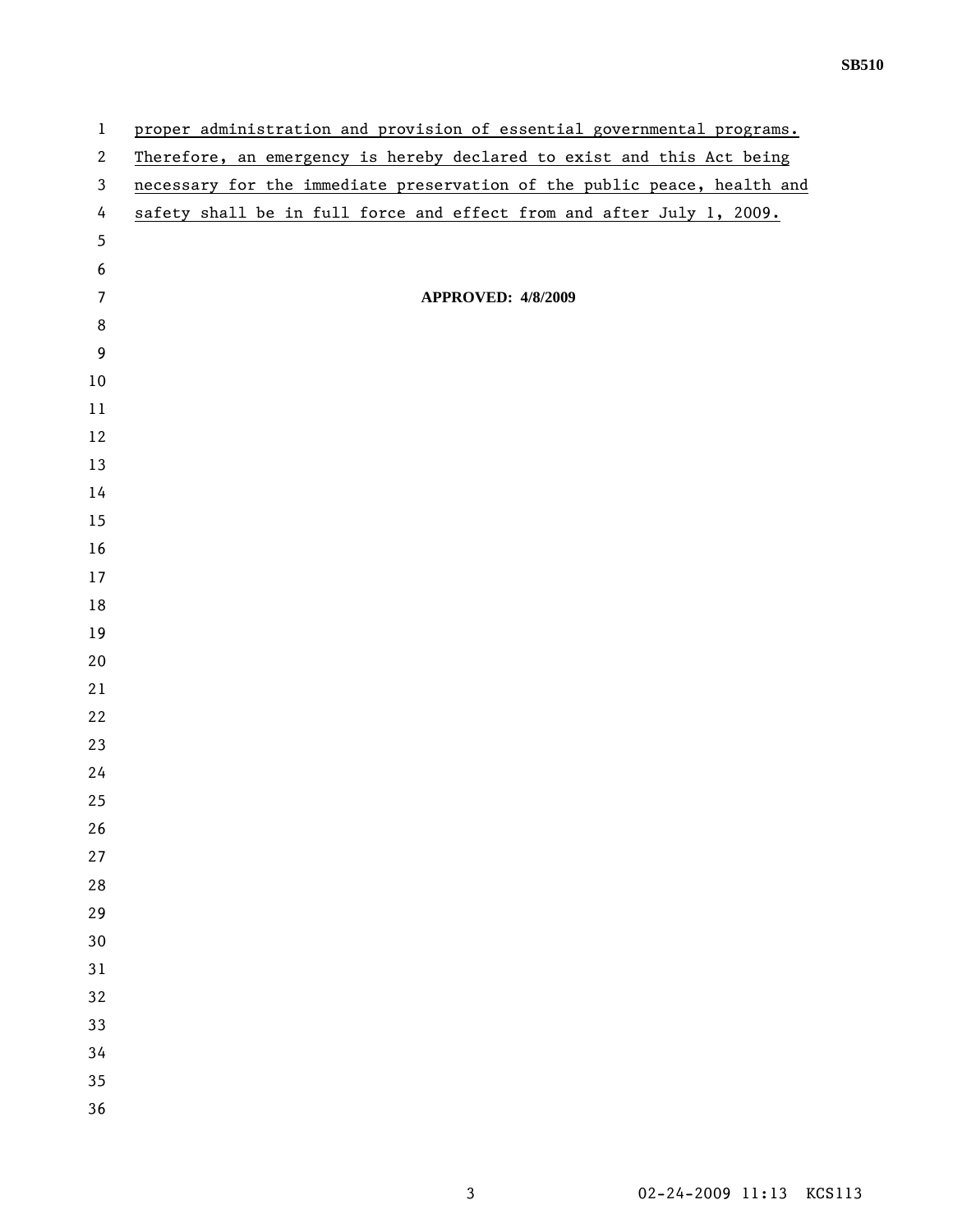proper administration and provision of essential governmental programs. Therefore, an emergency is hereby declared to exist and this Act being necessary for the immediate preservation of the public peace, health and safety shall be in full force and effect from and after July 1, 2009.

**APPROVED: 4/8/2009**